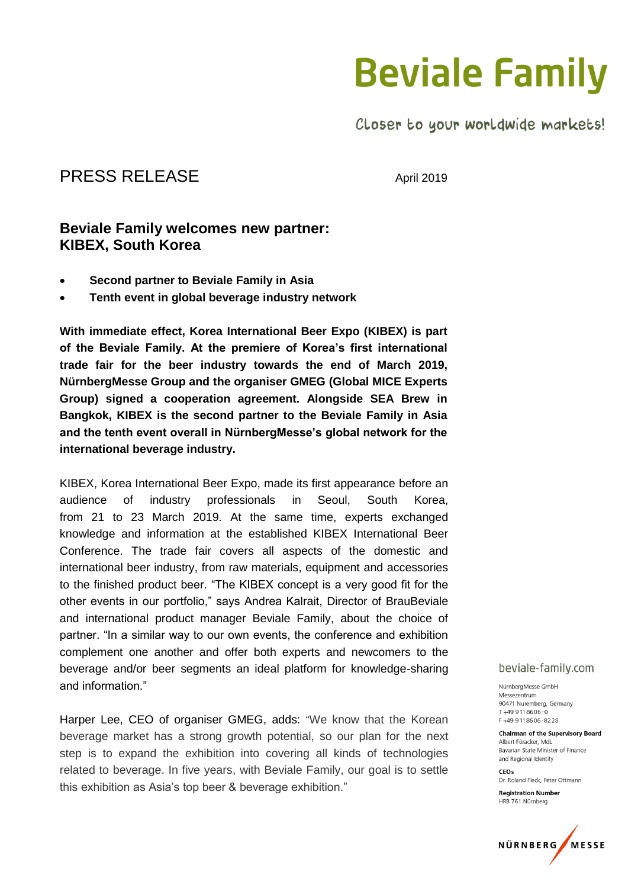# Beviale Family

Closer to your worldwide markets!

## PRESS RELEASE

April 2019

### Beviale Family welcomes new partner: KIBEX, South Korea

- **Second partner to Beviale Family in Asia**
- **Tenth event in global beverage industry network**

**With immediate effect, Korea International Beer Expo (KIBEX) is part of the Beviale Family. At the premiere of Korea's first international trade fair for the beer industry towards the end of March 2019, NürnbergMesse Group and the organiser GMEG (Global MICE Experts Group) signed a cooperation agreement. Alongside SEA Brew in Bangkok, KIBEX is the second partner to the Beviale Family in Asia and the tenth event overall in NürnbergMesse's global network for the international beverage industry.**

KIBEX, Korea International Beer Expo, made its first appearance before an audience of industry professionals in Seoul, South Korea, from 21 to 23 March 2019. At the same time, experts exchanged knowledge and information at the established KIBEX International Beer Conference. The trade fair covers all aspects of the domestic and international beer industry, from raw materials, equipment and accessories to the finished product beer. "The KIBEX concept is a very good fit for the other events in our portfolio," says Andrea Kalrait, Director of BrauBeviale and international product manager Beviale Family, about the choice of partner. "In a similar way to our own events, the conference and exhibition complement one another and offer both experts and newcomers to the beverage and/or beer segments an ideal platform for knowledge-sharing and information."

Harper Lee, CEO of organiser GMEG, adds: "We know that the Korean beverage market has a strong growth potential, so our plan for the next step is to expand the exhibition into covering all kinds of technologies related to beverage. In five years, with Beviale Family, our goal is to settle this exhibition as Asia's top beer & beverage exhibition."

beviale-family.com

NürnbergMesse GmbH
Messezentrum
90471 Nuremberg, Germany
T +49 9 11 86 06-0
F +49 9 11 86 06-82 28

**Chairman of the Supervisory Board**
Albert Füracker, MdL
Bavarian State Minister of Finance and Regional Identity

**CEOs**
Dr. Roland Fleck, Peter Ottmann

**Registration Number**
HRB 761 Nürnberg

NÜRNBERG MESSE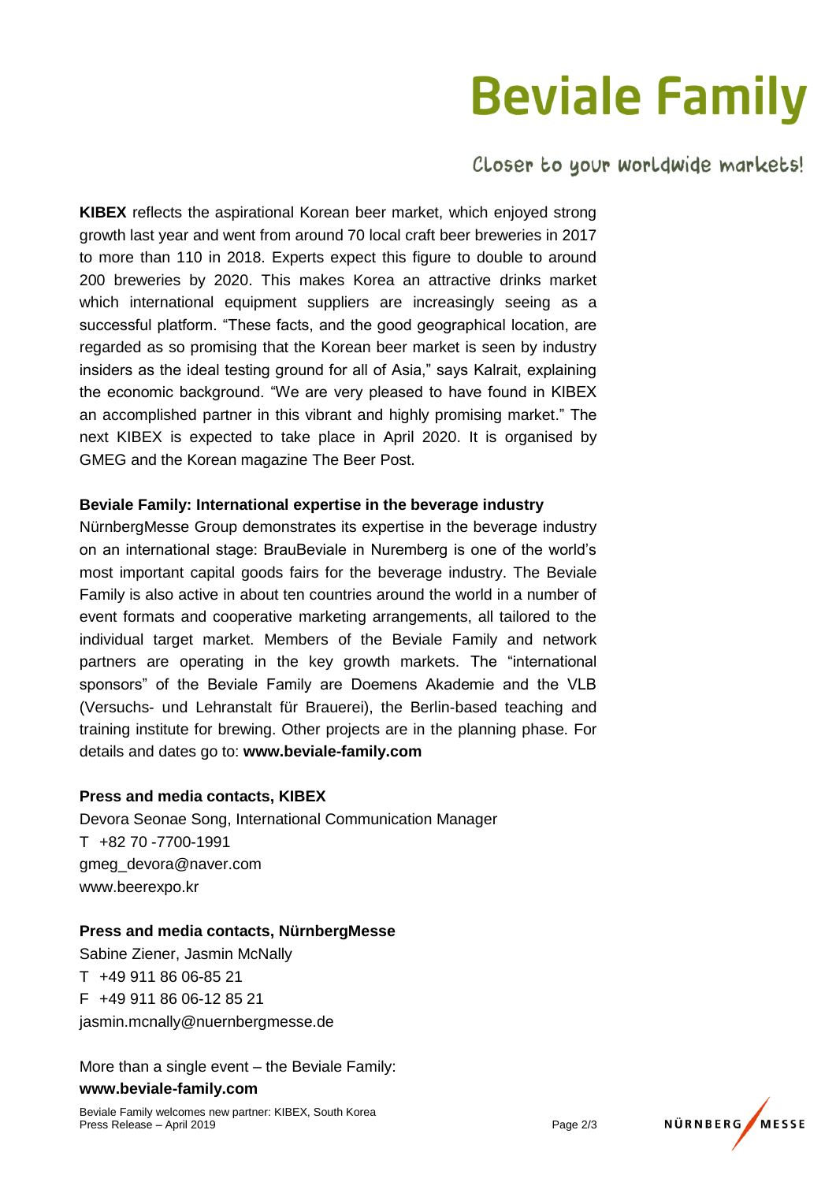**KIBEX** reflects the aspirational Korean beer market, which enjoyed strong growth last year and went from around 70 local craft beer breweries in 2017 to more than 110 in 2018. Experts expect this figure to double to around 200 breweries by 2020. This makes Korea an attractive drinks market which international equipment suppliers are increasingly seeing as a successful platform. "These facts, and the good geographical location, are regarded as so promising that the Korean beer market is seen by industry insiders as the ideal testing ground for all of Asia," says Kalrait, explaining the economic background. "We are very pleased to have found in KIBEX an accomplished partner in this vibrant and highly promising market." The next KIBEX is expected to take place in April 2020. It is organised by GMEG and the Korean magazine The Beer Post.

**Beviale Family: International expertise in the beverage industry**

NürnbergMesse Group demonstrates its expertise in the beverage industry on an international stage: BrauBeviale in Nuremberg is one of the world's most important capital goods fairs for the beverage industry. The Beviale Family is also active in about ten countries around the world in a number of event formats and cooperative marketing arrangements, all tailored to the individual target market. Members of the Beviale Family and network partners are operating in the key growth markets. The "international sponsors" of the Beviale Family are Doemens Akademie and the VLB (Versuchs- und Lehranstalt für Brauerei), the Berlin-based teaching and training institute for brewing. Other projects are in the planning phase. For details and dates go to: **www.beviale-family.com**

**Press and media contacts, KIBEX**

Devora Seonae Song, International Communication Manager
T +82 70 -7700-1991
gmeg_devora@naver.com
www.beerexpo.kr

**Press and media contacts, NürnbergMesse**

Sabine Ziener, Jasmin McNally
T +49 911 86 06-85 21
F +49 911 86 06-12 85 21
jasmin.mcnally@nuernbergmesse.de

More than a single event – the Beviale Family:
**www.beviale-family.com**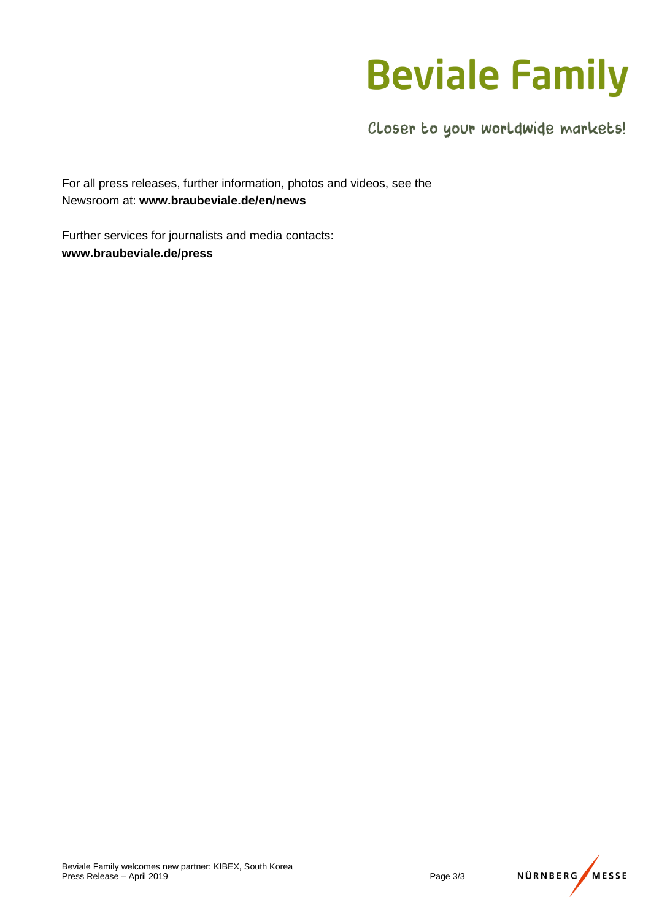For all press releases, further information, photos and videos, see the Newsroom at: **www.braubeviale.de/en/news**

Further services for journalists and media contacts:
**www.braubeviale.de/press**